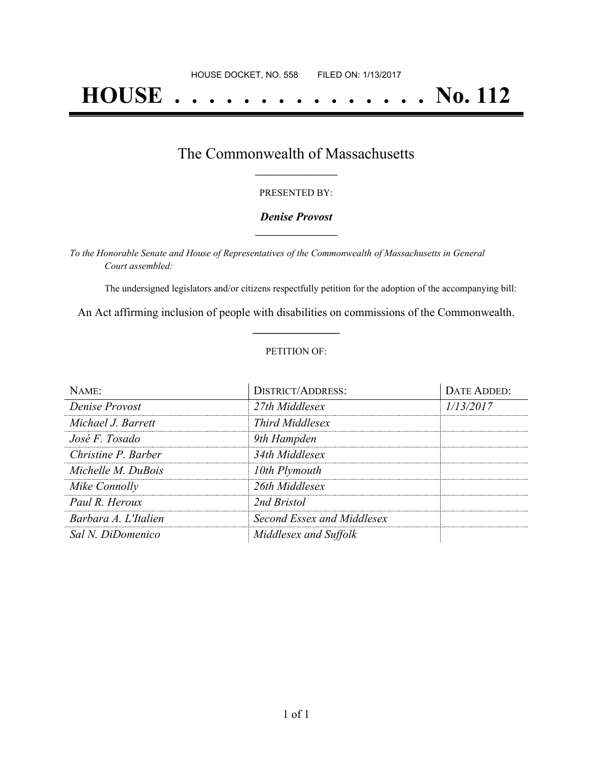HOUSE DOCKET, NO. 558 FILED ON: 1/13/2017

# HOUSE . . . . . . . . . . . . . . . No. 112

## The Commonwealth of Massachusetts

PRESENTED BY:

***Denise Provost***

*To the Honorable Senate and House of Representatives of the Commonwealth of Massachusetts in General Court assembled:*

The undersigned legislators and/or citizens respectfully petition for the adoption of the accompanying bill:

An Act affirming inclusion of people with disabilities on commissions of the Commonwealth.

PETITION OF:

| NAME: | DISTRICT/ADDRESS: | DATE ADDED: |
|---|---|---|
| *Denise Provost* | *27th Middlesex* | *1/13/2017* |
| *Michael J. Barrett* | *Third Middlesex* | |
| *José F. Tosado* | *9th Hampden* | |
| *Christine P. Barber* | *34th Middlesex* | |
| *Michelle M. DuBois* | *10th Plymouth* | |
| *Mike Connolly* | *26th Middlesex* | |
| *Paul R. Heroux* | *2nd Bristol* | |
| *Barbara A. L'Italien* | *Second Essex and Middlesex* | |
| *Sal N. DiDomenico* | *Middlesex and Suffolk* | |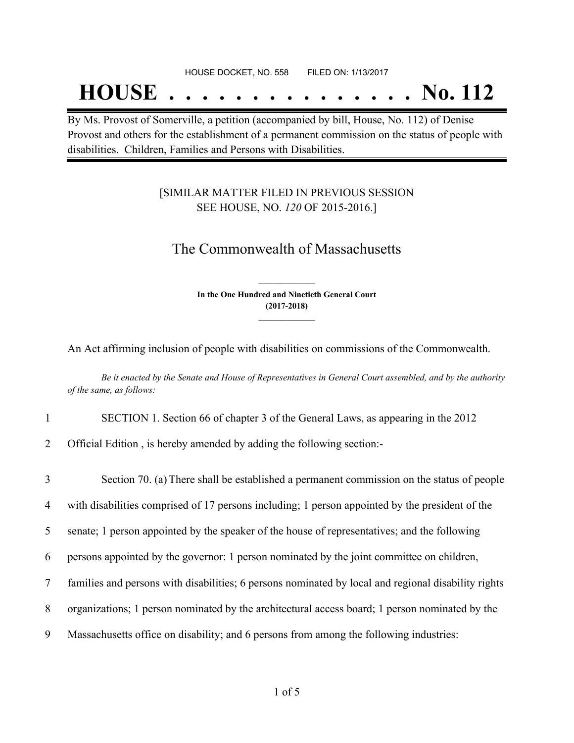HOUSE DOCKET, NO. 558 FILED ON: 1/13/2017

# HOUSE . . . . . . . . . . . . . . . No. 112

By Ms. Provost of Somerville, a petition (accompanied by bill, House, No. 112) of Denise Provost and others for the establishment of a permanent commission on the status of people with disabilities. Children, Families and Persons with Disabilities.

[SIMILAR MATTER FILED IN PREVIOUS SESSION SEE HOUSE, NO. *120* OF 2015-2016.]

## The Commonwealth of Massachusetts

**In the One Hundred and Ninetieth General Court (2017-2018)**

An Act affirming inclusion of people with disabilities on commissions of the Commonwealth.

*Be it enacted by the Senate and House of Representatives in General Court assembled, and by the authority of the same, as follows:*

1 SECTION 1. Section 66 of chapter 3 of the General Laws, as appearing in the 2012
2 Official Edition , is hereby amended by adding the following section:-

3 Section 70. (a) There shall be established a permanent commission on the status of people
4 with disabilities comprised of 17 persons including; 1 person appointed by the president of the
5 senate; 1 person appointed by the speaker of the house of representatives; and the following
6 persons appointed by the governor: 1 person nominated by the joint committee on children,
7 families and persons with disabilities; 6 persons nominated by local and regional disability rights
8 organizations; 1 person nominated by the architectural access board; 1 person nominated by the
9 Massachusetts office on disability; and 6 persons from among the following industries: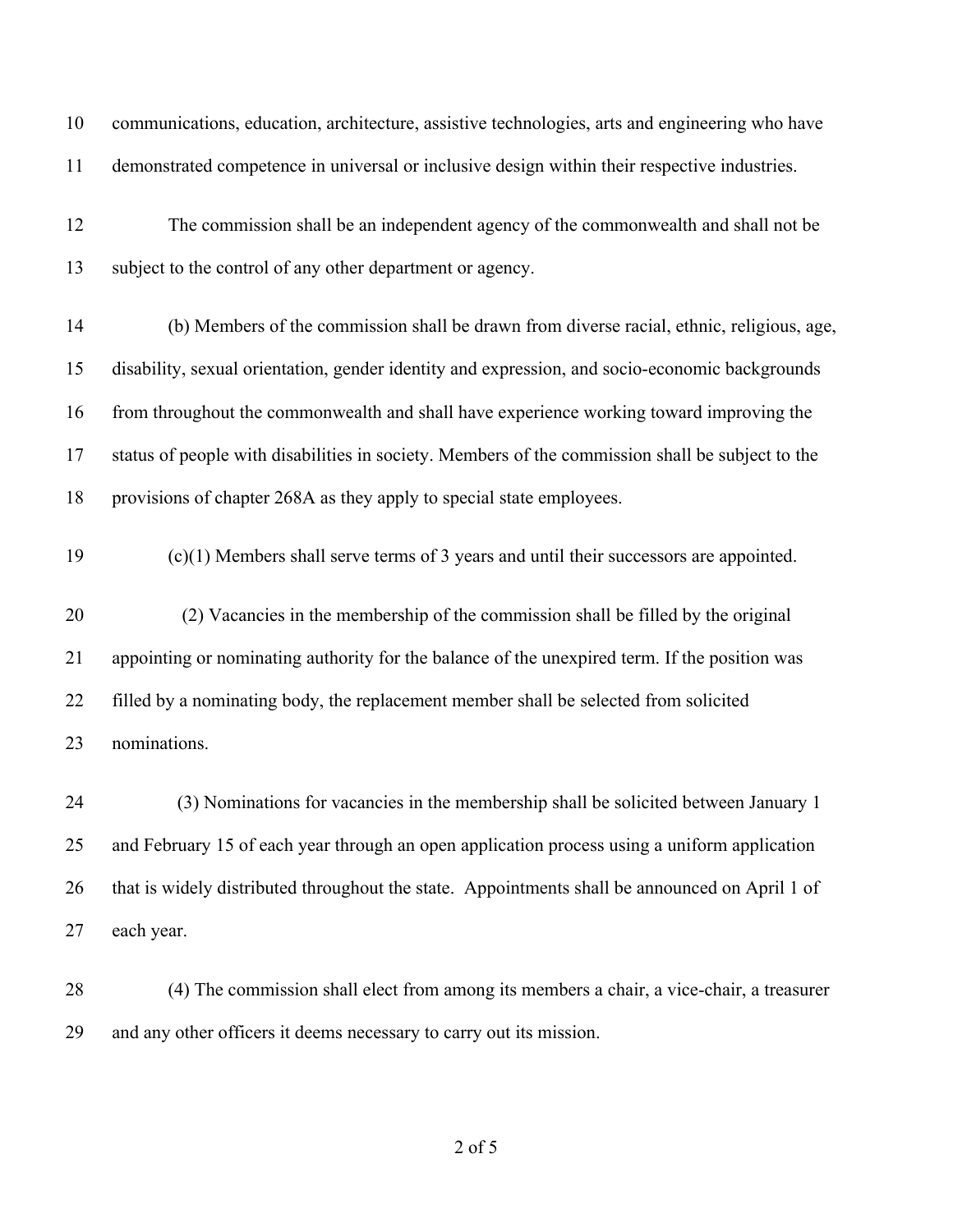communications, education, architecture, assistive technologies, arts and engineering who have demonstrated competence in universal or inclusive design within their respective industries.

The commission shall be an independent agency of the commonwealth and shall not be subject to the control of any other department or agency.

(b) Members of the commission shall be drawn from diverse racial, ethnic, religious, age, disability, sexual orientation, gender identity and expression, and socio-economic backgrounds from throughout the commonwealth and shall have experience working toward improving the status of people with disabilities in society. Members of the commission shall be subject to the provisions of chapter 268A as they apply to special state employees.

(c)(1) Members shall serve terms of 3 years and until their successors are appointed.

(2) Vacancies in the membership of the commission shall be filled by the original appointing or nominating authority for the balance of the unexpired term. If the position was filled by a nominating body, the replacement member shall be selected from solicited nominations.

(3) Nominations for vacancies in the membership shall be solicited between January 1 and February 15 of each year through an open application process using a uniform application that is widely distributed throughout the state. Appointments shall be announced on April 1 of each year.

(4) The commission shall elect from among its members a chair, a vice-chair, a treasurer and any other officers it deems necessary to carry out its mission.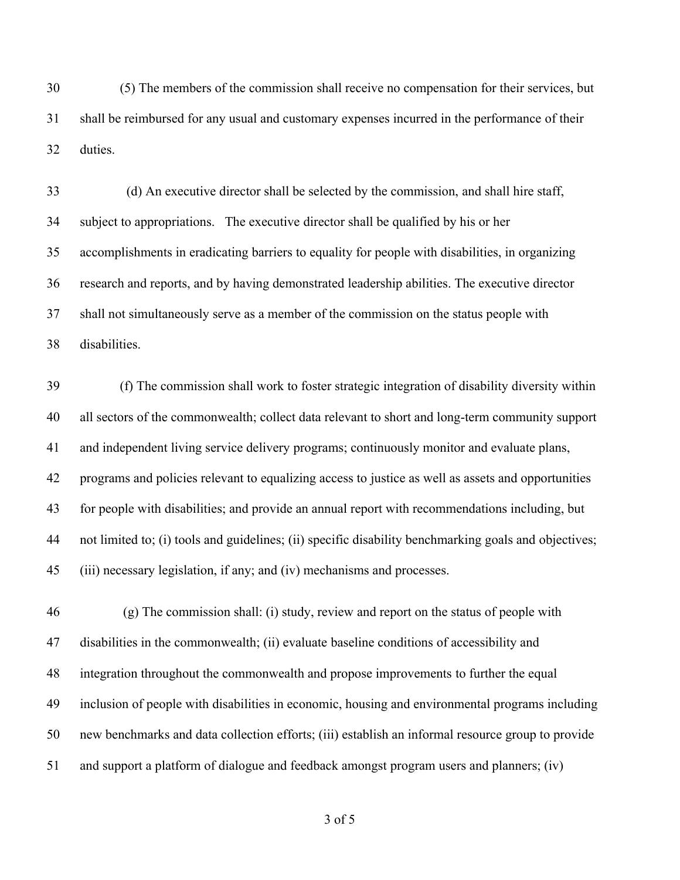(5) The members of the commission shall receive no compensation for their services, but shall be reimbursed for any usual and customary expenses incurred in the performance of their duties.

(d) An executive director shall be selected by the commission, and shall hire staff, subject to appropriations. The executive director shall be qualified by his or her accomplishments in eradicating barriers to equality for people with disabilities, in organizing research and reports, and by having demonstrated leadership abilities. The executive director shall not simultaneously serve as a member of the commission on the status people with disabilities.

(f) The commission shall work to foster strategic integration of disability diversity within all sectors of the commonwealth; collect data relevant to short and long-term community support and independent living service delivery programs; continuously monitor and evaluate plans, programs and policies relevant to equalizing access to justice as well as assets and opportunities for people with disabilities; and provide an annual report with recommendations including, but not limited to; (i) tools and guidelines; (ii) specific disability benchmarking goals and objectives; (iii) necessary legislation, if any; and (iv) mechanisms and processes.

(g) The commission shall: (i) study, review and report on the status of people with disabilities in the commonwealth; (ii) evaluate baseline conditions of accessibility and integration throughout the commonwealth and propose improvements to further the equal inclusion of people with disabilities in economic, housing and environmental programs including new benchmarks and data collection efforts; (iii) establish an informal resource group to provide and support a platform of dialogue and feedback amongst program users and planners; (iv)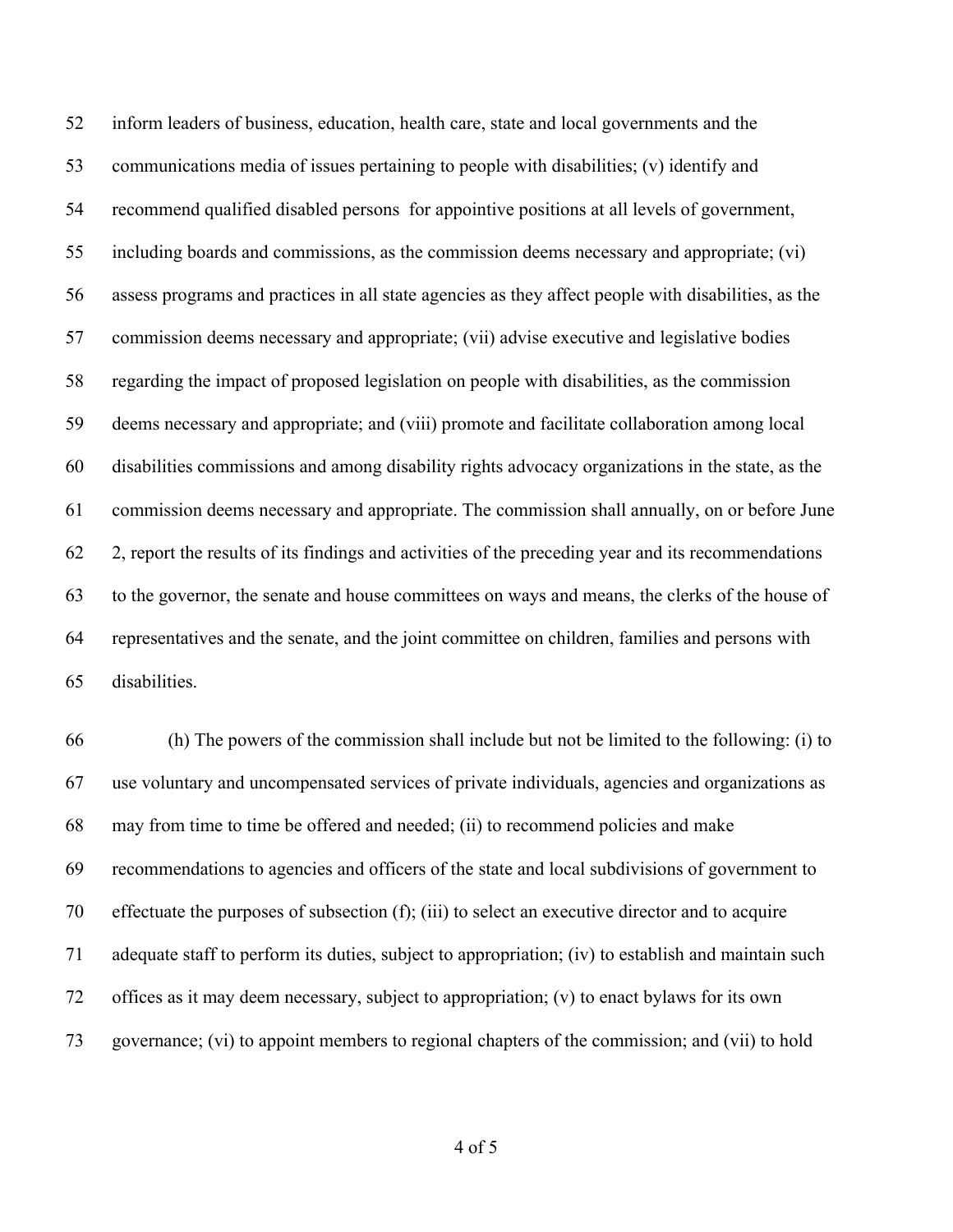inform leaders of business, education, health care, state and local governments and the communications media of issues pertaining to people with disabilities; (v) identify and recommend qualified disabled persons for appointive positions at all levels of government, including boards and commissions, as the commission deems necessary and appropriate; (vi) assess programs and practices in all state agencies as they affect people with disabilities, as the commission deems necessary and appropriate; (vii) advise executive and legislative bodies regarding the impact of proposed legislation on people with disabilities, as the commission deems necessary and appropriate; and (viii) promote and facilitate collaboration among local disabilities commissions and among disability rights advocacy organizations in the state, as the commission deems necessary and appropriate. The commission shall annually, on or before June 2, report the results of its findings and activities of the preceding year and its recommendations to the governor, the senate and house committees on ways and means, the clerks of the house of representatives and the senate, and the joint committee on children, families and persons with disabilities.

(h) The powers of the commission shall include but not be limited to the following: (i) to use voluntary and uncompensated services of private individuals, agencies and organizations as may from time to time be offered and needed; (ii) to recommend policies and make recommendations to agencies and officers of the state and local subdivisions of government to effectuate the purposes of subsection (f); (iii) to select an executive director and to acquire adequate staff to perform its duties, subject to appropriation; (iv) to establish and maintain such offices as it may deem necessary, subject to appropriation; (v) to enact bylaws for its own governance; (vi) to appoint members to regional chapters of the commission; and (vii) to hold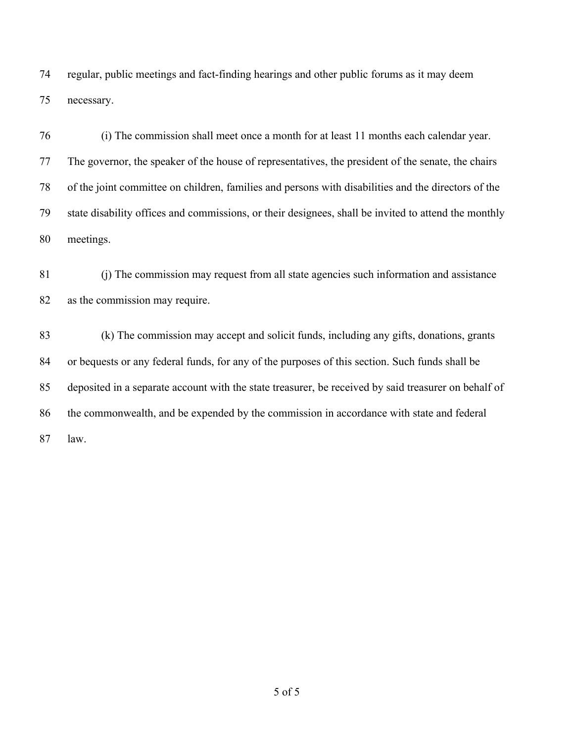regular, public meetings and fact-finding hearings and other public forums as it may deem necessary.

(i) The commission shall meet once a month for at least 11 months each calendar year. The governor, the speaker of the house of representatives, the president of the senate, the chairs of the joint committee on children, families and persons with disabilities and the directors of the state disability offices and commissions, or their designees, shall be invited to attend the monthly meetings.

(j) The commission may request from all state agencies such information and assistance as the commission may require.

(k) The commission may accept and solicit funds, including any gifts, donations, grants or bequests or any federal funds, for any of the purposes of this section. Such funds shall be deposited in a separate account with the state treasurer, be received by said treasurer on behalf of the commonwealth, and be expended by the commission in accordance with state and federal law.